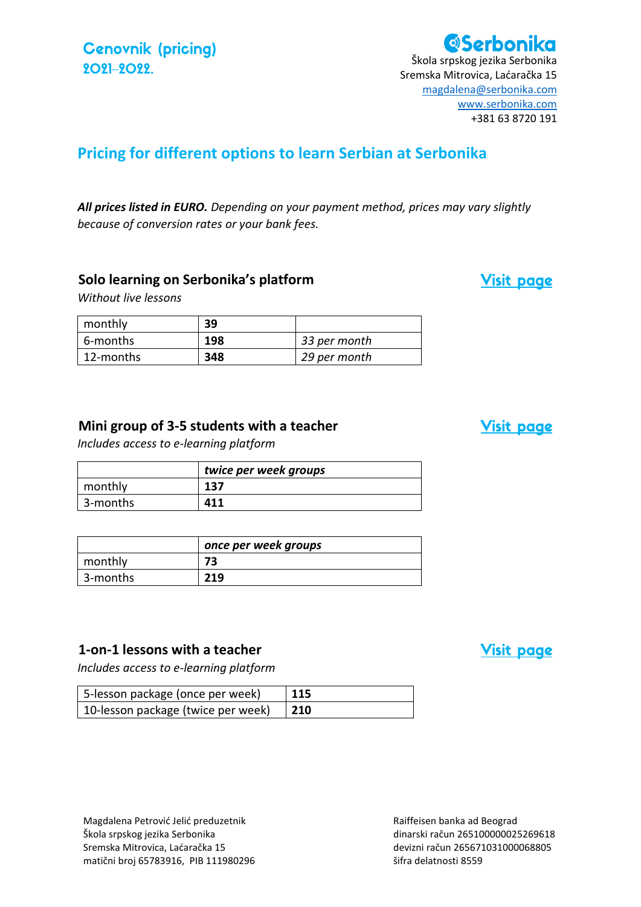**Cenovnik (pricing)**
**2021–2022.**

**Serbonika**
Škola srpskog jezika Serbonika
Sremska Mitrovica, Laćaračka 15
magdalena@serbonika.com
www.serbonika.com
+381 63 8720 191

## Pricing for different options to learn Serbian at Serbonika

***All prices listed in EURO.*** *Depending on your payment method, prices may vary slightly because of conversion rates or your bank fees.*

### Solo learning on Serbonika's platform

Visit page

*Without live lessons*

| | | |
|---|---|---|
| monthly | **39** | |
| 6-months | **198** | *33 per month* |
| 12-months | **348** | *29 per month* |

### Mini group of 3-5 students with a teacher

Visit page

*Includes access to e-learning platform*

| | ***twice per week groups*** |
|---|---|
| monthly | **137** |
| 3-months | **411** |

| | ***once per week groups*** |
|---|---|
| monthly | **73** |
| 3-months | **219** |

### 1-on-1 lessons with a teacher

Visit page

*Includes access to e-learning platform*

| | |
|---|---|
| 5-lesson package (once per week) | **115** |
| 10-lesson package (twice per week) | **210** |

Magdalena Petrović Jelić preduzetnik
Škola srpskog jezika Serbonika
Sremska Mitrovica, Laćaračka 15
matični broj 65783916, PIB 111980296

Raiffeisen banka ad Beograd
dinarski račun 265100000025269618
devizni račun 265671031000068805
šifra delatnosti 8559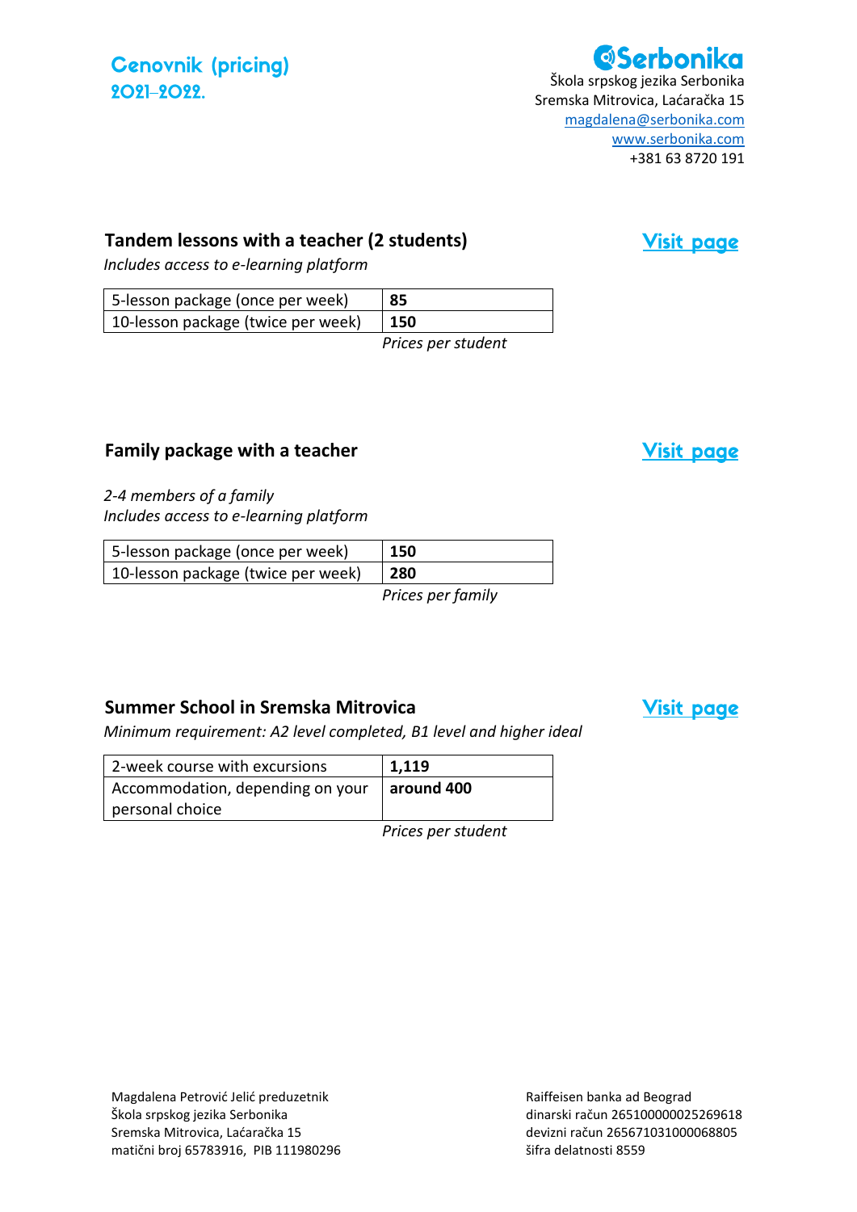# Cenovnik (pricing) 2021–2022.

**Serbonika**
Škola srpskog jezika Serbonika
Sremska Mitrovica, Laćaračka 15
magdalena@serbonika.com
www.serbonika.com
+381 63 8720 191

## Tandem lessons with a teacher (2 students)

Visit page

*Includes access to e-learning platform*

| | |
|---|---|
| 5-lesson package (once per week) | **85** |
| 10-lesson package (twice per week) | **150** |

*Prices per student*

## Family package with a teacher

Visit page

*2-4 members of a family*
*Includes access to e-learning platform*

| | |
|---|---|
| 5-lesson package (once per week) | **150** |
| 10-lesson package (twice per week) | **280** |

*Prices per family*

## Summer School in Sremska Mitrovica

Visit page

*Minimum requirement: A2 level completed, B1 level and higher ideal*

| | |
|---|---|
| 2-week course with excursions | **1,119** |
| Accommodation, depending on your personal choice | **around 400** |

*Prices per student*

Magdalena Petrović Jelić preduzetnik
Škola srpskog jezika Serbonika
Sremska Mitrovica, Laćaračka 15
matični broj 65783916, PIB 111980296

Raiffeisen banka ad Beograd
dinarski račun 265100000025269618
devizni račun 265671031000068805
šifra delatnosti 8559